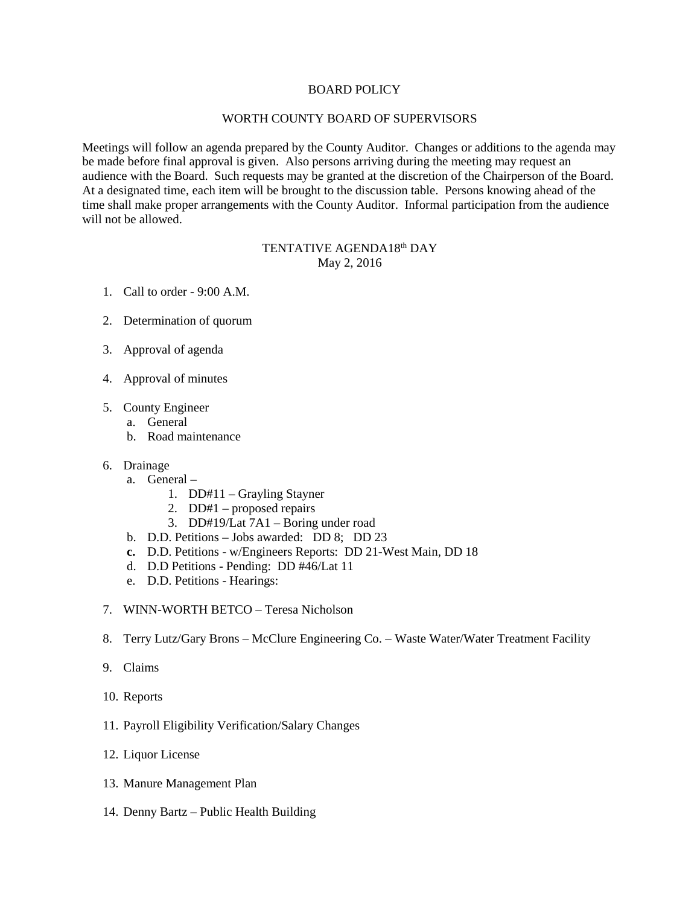# BOARD POLICY

## WORTH COUNTY BOARD OF SUPERVISORS

Meetings will follow an agenda prepared by the County Auditor. Changes or additions to the agenda may be made before final approval is given. Also persons arriving during the meeting may request an audience with the Board. Such requests may be granted at the discretion of the Chairperson of the Board. At a designated time, each item will be brought to the discussion table. Persons knowing ahead of the time shall make proper arrangements with the County Auditor. Informal participation from the audience will not be allowed.

### TENTATIVE AGENDA18th DAY
### May 2, 2016

1. Call to order - 9:00 A.M.

2. Determination of quorum

3. Approval of agenda

4. Approval of minutes

5. County Engineer
   a. General
   b. Road maintenance

6. Drainage
   a. General –
      1. DD#11 – Grayling Stayner
      2. DD#1 – proposed repairs
      3. DD#19/Lat 7A1 – Boring under road
   b. D.D. Petitions – Jobs awarded: DD 8; DD 23
   **c.** D.D. Petitions - w/Engineers Reports: DD 21-West Main, DD 18
   d. D.D Petitions - Pending: DD #46/Lat 11
   e. D.D. Petitions - Hearings:

7. WINN-WORTH BETCO – Teresa Nicholson

8. Terry Lutz/Gary Brons – McClure Engineering Co. – Waste Water/Water Treatment Facility

9. Claims

10. Reports

11. Payroll Eligibility Verification/Salary Changes

12. Liquor License

13. Manure Management Plan

14. Denny Bartz – Public Health Building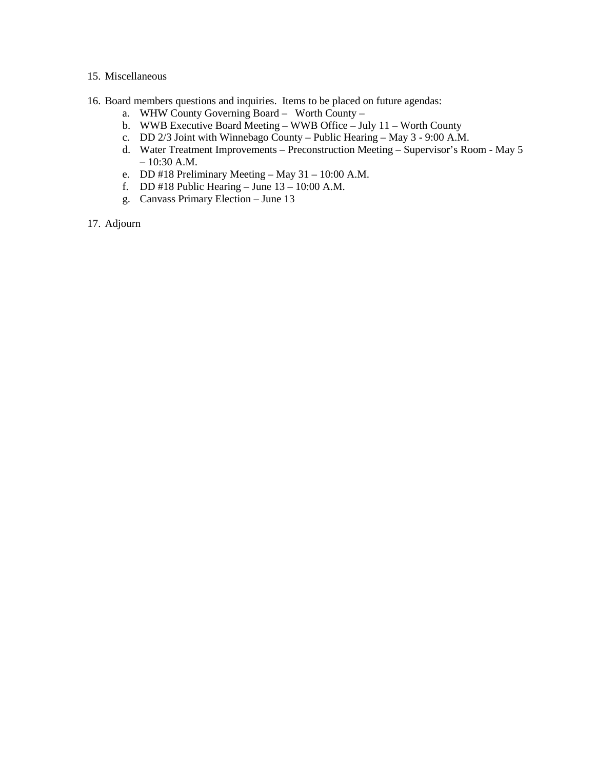15. Miscellaneous

16. Board members questions and inquiries. Items to be placed on future agendas:
    a. WHW County Governing Board – Worth County –
    b. WWB Executive Board Meeting – WWB Office – July 11 – Worth County
    c. DD 2/3 Joint with Winnebago County – Public Hearing – May 3 - 9:00 A.M.
    d. Water Treatment Improvements – Preconstruction Meeting – Supervisor's Room - May 5 – 10:30 A.M.
    e. DD #18 Preliminary Meeting – May 31 – 10:00 A.M.
    f. DD #18 Public Hearing – June 13 – 10:00 A.M.
    g. Canvass Primary Election – June 13

17. Adjourn